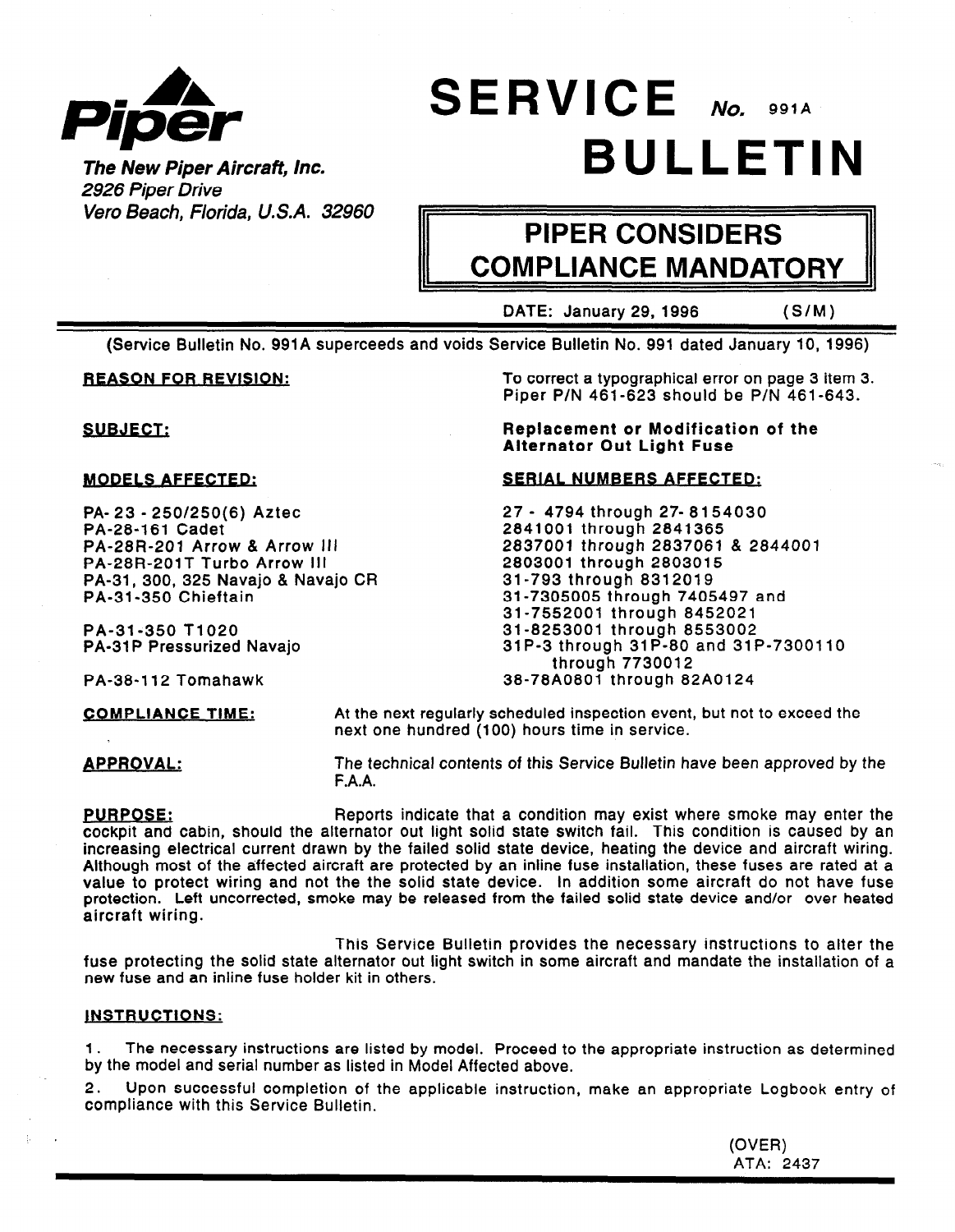**Piper**

***The New Piper Aircraft, Inc.***
*2926 Piper Drive*
*Vero Beach, Florida, U.S.A. 32960*

# SERVICE BULLETIN No. 991A

## PIPER CONSIDERS COMPLIANCE MANDATORY

DATE: January 29, 1996 (S/M)

(Service Bulletin No. 991A superceeds and voids Service Bulletin No. 991 dated January 10, 1996)

**REASON FOR REVISION:** To correct a typographical error on page 3 item 3. Piper P/N 461-623 should be P/N 461-643.

**SUBJECT:** **Replacement or Modification of the Alternator Out Light Fuse**

| MODELS AFFECTED: | SERIAL NUMBERS AFFECTED: |
|---|---|
| PA-23 - 250/250(6) Aztec | 27 - 4794 through 27-8154030 |
| PA-28-161 Cadet | 2841001 through 2841365 |
| PA-28R-201 Arrow & Arrow III | 2837001 through 2837061 & 2844001 |
| PA-28R-201T Turbo Arrow III | 2803001 through 2803015 |
| PA-31, 300, 325 Navajo & Navajo CR | 31-793 through 8312019 |
| PA-31-350 Chieftain | 31-7305005 through 7405497 and 31-7552001 through 8452021 |
| PA-31-350 T1020 | 31-8253001 through 8553002 |
| PA-31P Pressurized Navajo | 31P-3 through 31P-80 and 31P-7300110 through 7730012 |
| PA-38-112 Tomahawk | 38-78A0801 through 82A0124 |

**COMPLIANCE TIME:** At the next regularly scheduled inspection event, but not to exceed the next one hundred (100) hours time in service.

**APPROVAL:** The technical contents of this Service Bulletin have been approved by the F.A.A.

**PURPOSE:** Reports indicate that a condition may exist where smoke may enter the cockpit and cabin, should the alternator out light solid state switch fail. This condition is caused by an increasing electrical current drawn by the failed solid state device, heating the device and aircraft wiring. Although most of the affected aircraft are protected by an inline fuse installation, these fuses are rated at a value to protect wiring and not the the solid state device. In addition some aircraft do not have fuse protection. Left uncorrected, smoke may be released from the failed solid state device and/or over heated aircraft wiring.

This Service Bulletin provides the necessary instructions to alter the fuse protecting the solid state alternator out light switch in some aircraft and mandate the installation of a new fuse and an inline fuse holder kit in others.

**INSTRUCTIONS:**

1. The necessary instructions are listed by model. Proceed to the appropriate instruction as determined by the model and serial number as listed in Model Affected above.
2. Upon successful completion of the applicable instruction, make an appropriate Logbook entry of compliance with this Service Bulletin.

(OVER)
ATA: 2437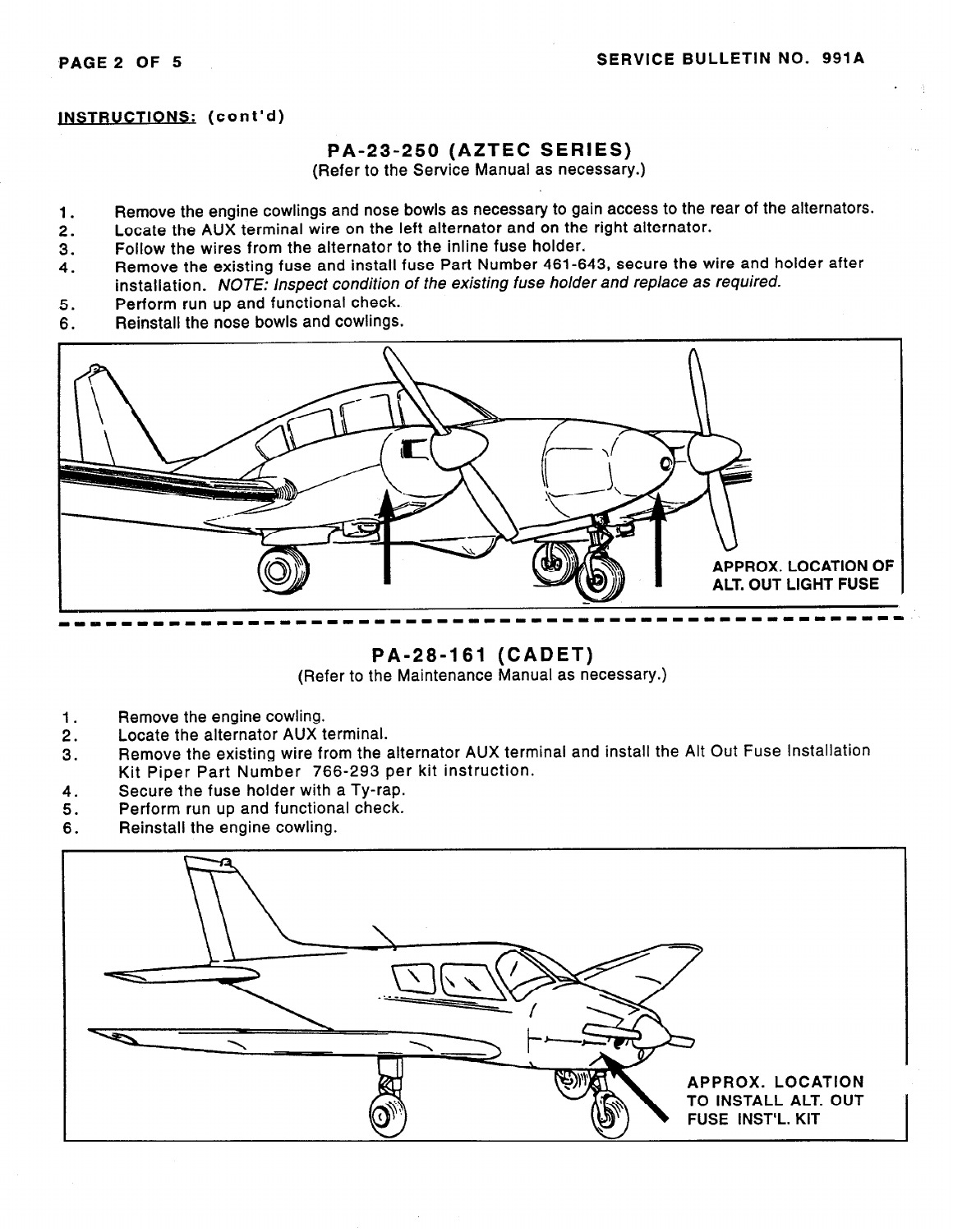**INSTRUCTIONS:** (cont'd)

## PA-23-250 (AZTEC SERIES)

(Refer to the Service Manual as necessary.)

1. Remove the engine cowlings and nose bowls as necessary to gain access to the rear of the alternators.
2. Locate the AUX terminal wire on the left alternator and on the right alternator.
3. Follow the wires from the alternator to the inline fuse holder.
4. Remove the existing fuse and install fuse Part Number 461-643, secure the wire and holder after installation. *NOTE: Inspect condition of the existing fuse holder and replace as required.*
5. Perform run up and functional check.
6. Reinstall the nose bowls and cowlings.

APPROX. LOCATION OF ALT. OUT LIGHT FUSE

## PA-28-161 (CADET)

(Refer to the Maintenance Manual as necessary.)

1. Remove the engine cowling.
2. Locate the alternator AUX terminal.
3. Remove the existing wire from the alternator AUX terminal and install the Alt Out Fuse Installation Kit Piper Part Number 766-293 per kit instruction.
4. Secure the fuse holder with a Ty-rap.
5. Perform run up and functional check.
6. Reinstall the engine cowling.

APPROX. LOCATION TO INSTALL ALT. OUT FUSE INST'L. KIT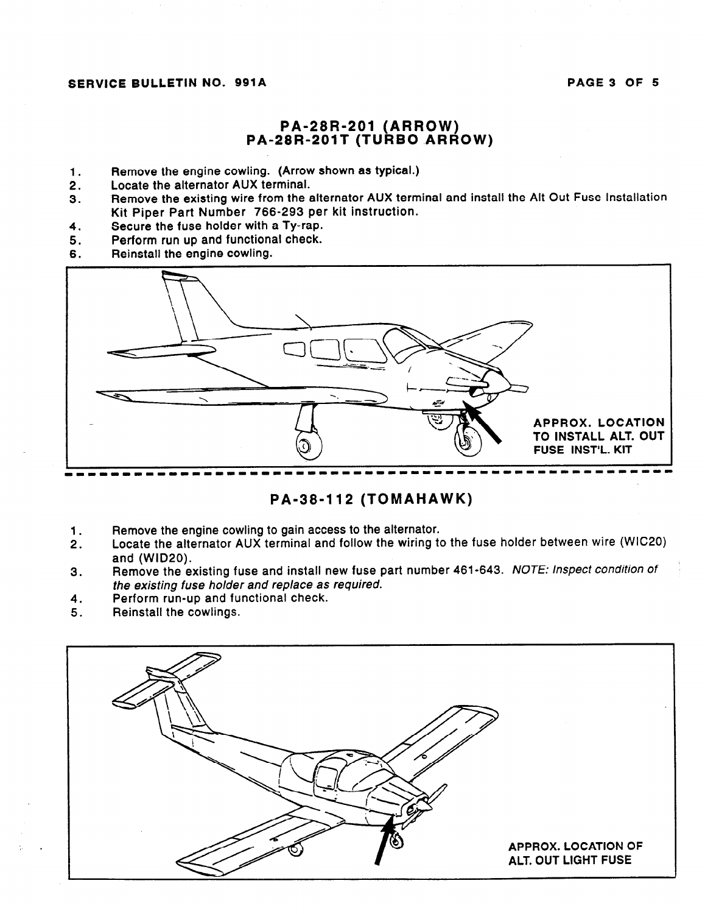## PA-28R-201 (ARROW)
## PA-28R-201T (TURBO ARROW)

1. Remove the engine cowling. (Arrow shown as typical.)
2. Locate the alternator AUX terminal.
3. Remove the existing wire from the alternator AUX terminal and install the Alt Out Fuse Installation Kit Piper Part Number 766-293 per kit instruction.
4. Secure the fuse holder with a Ty-rap.
5. Perform run up and functional check.
6. Reinstall the engine cowling.

APPROX. LOCATION TO INSTALL ALT. OUT FUSE INST'L. KIT

---

## PA-38-112 (TOMAHAWK)

1. Remove the engine cowling to gain access to the alternator.
2. Locate the alternator AUX terminal and follow the wiring to the fuse holder between wire (WIC20) and (WID20).
3. Remove the existing fuse and install new fuse part number 461-643. *NOTE: Inspect condition of the existing fuse holder and replace as required.*
4. Perform run-up and functional check.
5. Reinstall the cowlings.

APPROX. LOCATION OF ALT. OUT LIGHT FUSE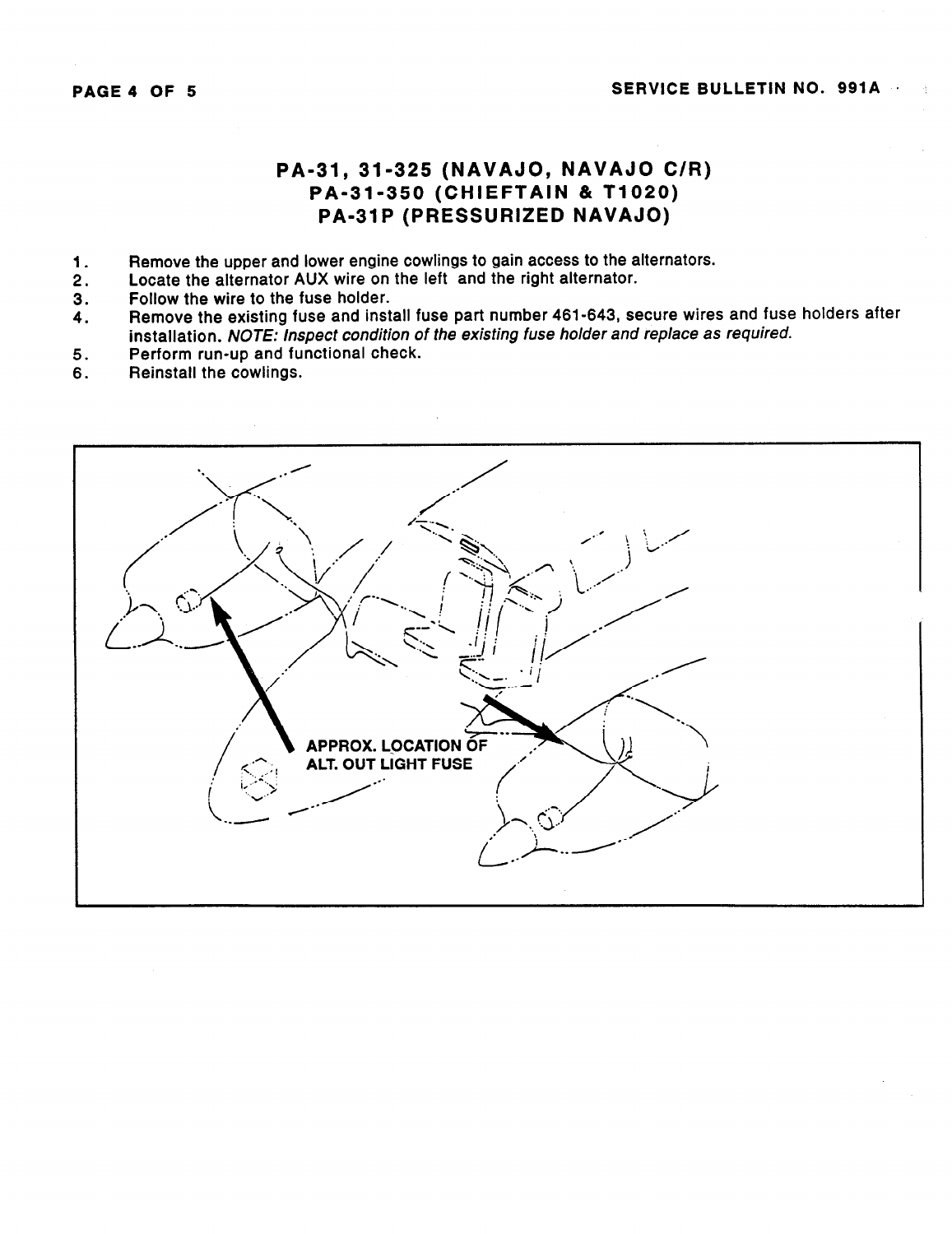## PA-31, 31-325 (NAVAJO, NAVAJO C/R)
## PA-31-350 (CHIEFTAIN & T1020)
## PA-31P (PRESSURIZED NAVAJO)

1. Remove the upper and lower engine cowlings to gain access to the alternators.
2. Locate the alternator AUX wire on the left and the right alternator.
3. Follow the wire to the fuse holder.
4. Remove the existing fuse and install fuse part number 461-643, secure wires and fuse holders after installation. *NOTE: Inspect condition of the existing fuse holder and replace as required.*
5. Perform run-up and functional check.
6. Reinstall the cowlings.

APPROX. LOCATION OF ALT. OUT LIGHT FUSE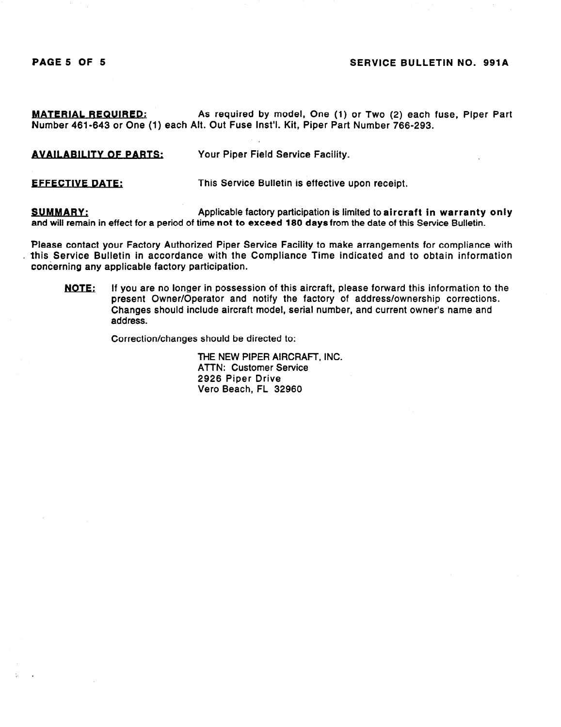**MATERIAL REQUIRED:** As required by model, One (1) or Two (2) each fuse, Piper Part Number 461-643 or One (1) each Alt. Out Fuse Inst'l. Kit, Piper Part Number 766-293.

**AVAILABILITY OF PARTS:** Your Piper Field Service Facility.

**EFFECTIVE DATE:** This Service Bulletin is effective upon receipt.

**SUMMARY:** Applicable factory participation is limited to **aircraft in warranty only** and will remain in effect for a period of time **not to exceed 180 days** from the date of this Service Bulletin.

Please contact your Factory Authorized Piper Service Facility to make arrangements for compliance with this Service Bulletin in accordance with the Compliance Time indicated and to obtain information concerning any applicable factory participation.

> **NOTE:** If you are no longer in possession of this aircraft, please forward this information to the present Owner/Operator and notify the factory of address/ownership corrections. Changes should include aircraft model, serial number, and current owner's name and address.
>
> Correction/changes should be directed to:
>
> THE NEW PIPER AIRCRAFT, INC.
> ATTN: Customer Service
> 2926 Piper Drive
> Vero Beach, FL 32960